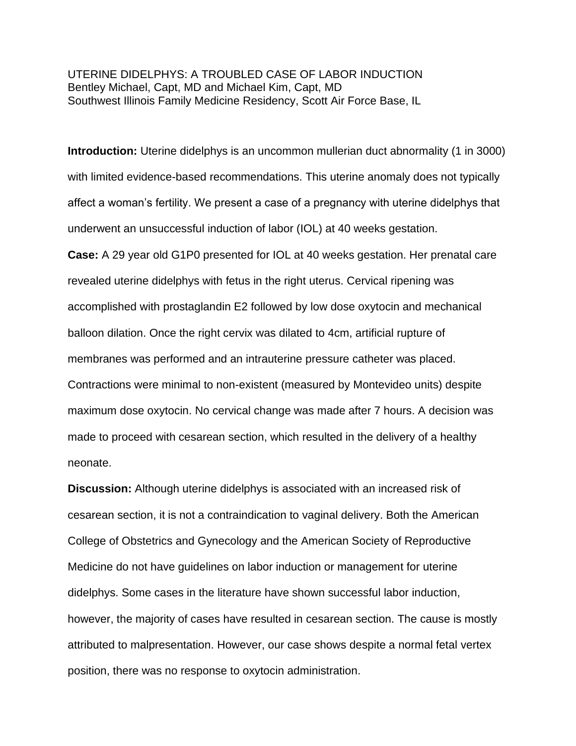# UTERINE DIDELPHYS: A TROUBLED CASE OF LABOR INDUCTION

Bentley Michael, Capt, MD and Michael Kim, Capt, MD
Southwest Illinois Family Medicine Residency, Scott Air Force Base, IL

**Introduction:** Uterine didelphys is an uncommon mullerian duct abnormality (1 in 3000) with limited evidence-based recommendations. This uterine anomaly does not typically affect a woman's fertility. We present a case of a pregnancy with uterine didelphys that underwent an unsuccessful induction of labor (IOL) at 40 weeks gestation.

**Case:** A 29 year old G1P0 presented for IOL at 40 weeks gestation. Her prenatal care revealed uterine didelphys with fetus in the right uterus. Cervical ripening was accomplished with prostaglandin E2 followed by low dose oxytocin and mechanical balloon dilation. Once the right cervix was dilated to 4cm, artificial rupture of membranes was performed and an intrauterine pressure catheter was placed. Contractions were minimal to non-existent (measured by Montevideo units) despite maximum dose oxytocin. No cervical change was made after 7 hours. A decision was made to proceed with cesarean section, which resulted in the delivery of a healthy neonate.

**Discussion:** Although uterine didelphys is associated with an increased risk of cesarean section, it is not a contraindication to vaginal delivery. Both the American College of Obstetrics and Gynecology and the American Society of Reproductive Medicine do not have guidelines on labor induction or management for uterine didelphys. Some cases in the literature have shown successful labor induction, however, the majority of cases have resulted in cesarean section. The cause is mostly attributed to malpresentation. However, our case shows despite a normal fetal vertex position, there was no response to oxytocin administration.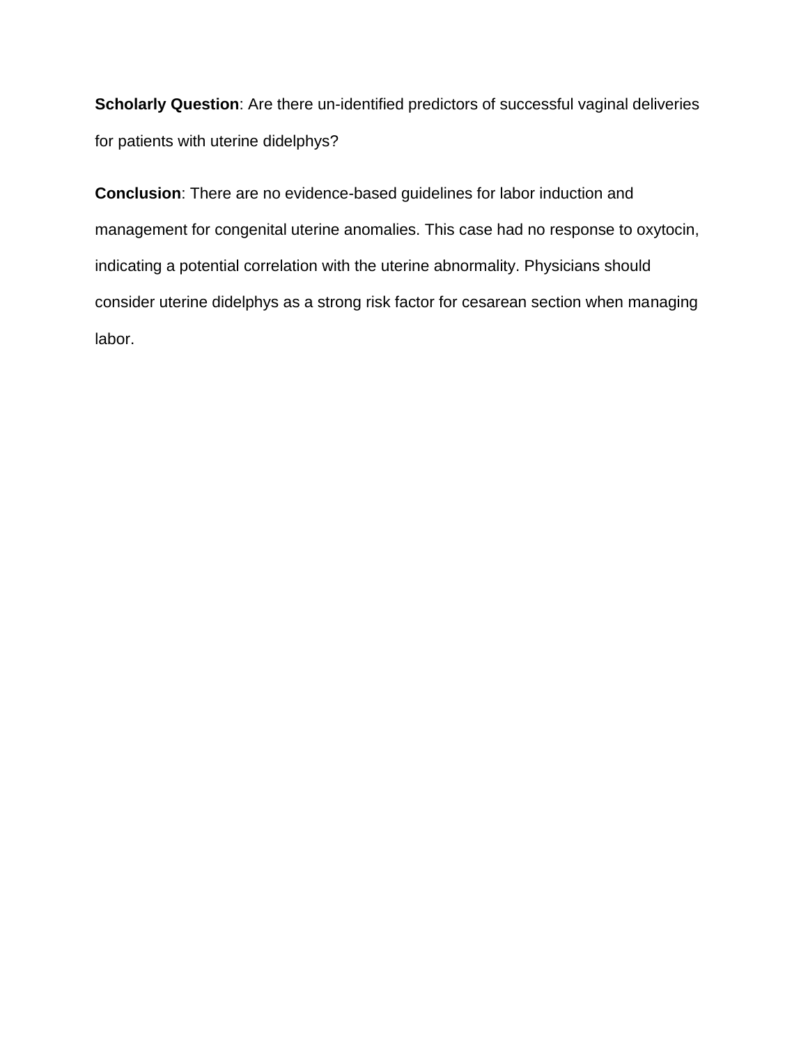**Scholarly Question**: Are there un-identified predictors of successful vaginal deliveries for patients with uterine didelphys?

**Conclusion**: There are no evidence-based guidelines for labor induction and management for congenital uterine anomalies. This case had no response to oxytocin, indicating a potential correlation with the uterine abnormality. Physicians should consider uterine didelphys as a strong risk factor for cesarean section when managing labor.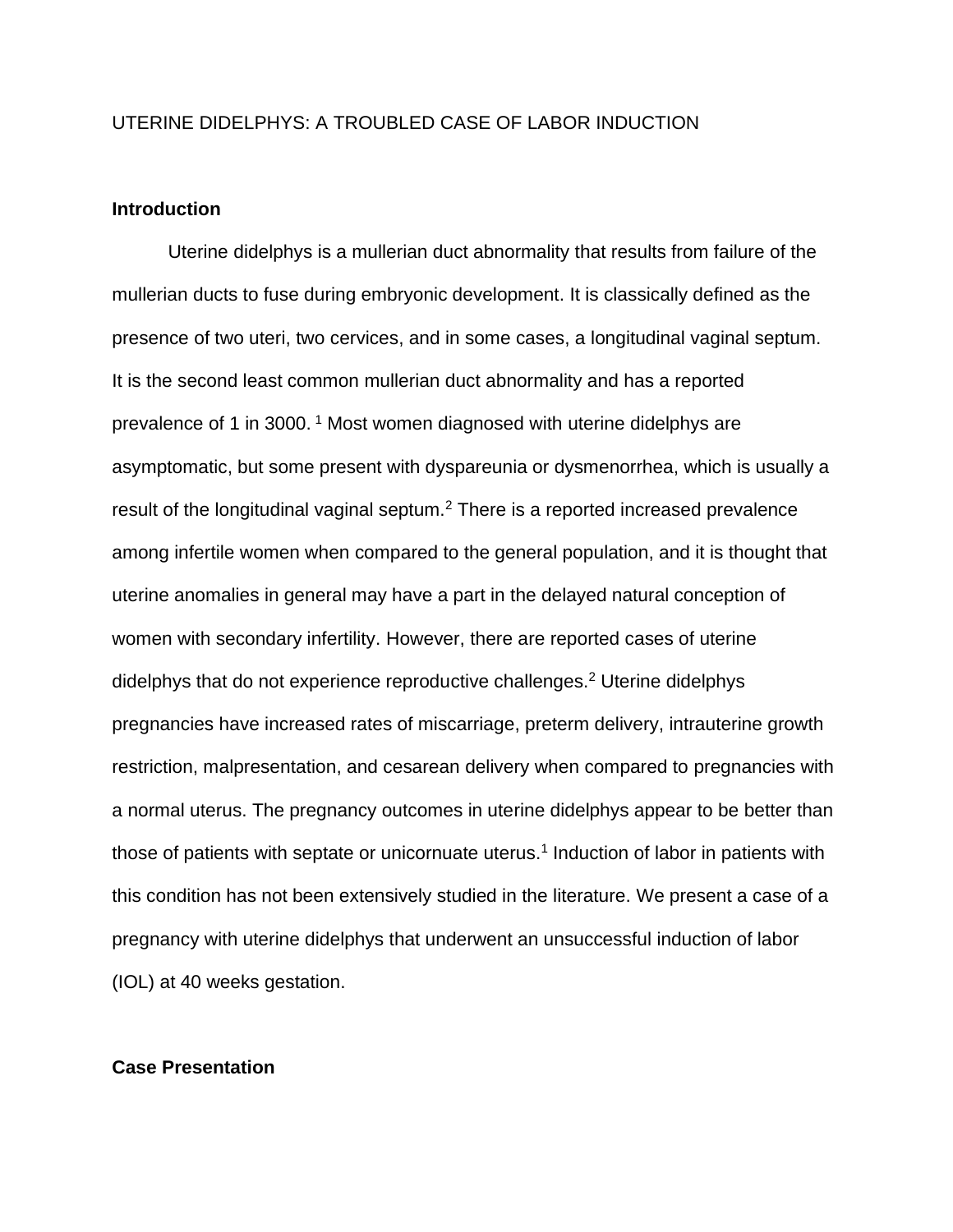UTERINE DIDELPHYS: A TROUBLED CASE OF LABOR INDUCTION

## Introduction

Uterine didelphys is a mullerian duct abnormality that results from failure of the mullerian ducts to fuse during embryonic development. It is classically defined as the presence of two uteri, two cervices, and in some cases, a longitudinal vaginal septum. It is the second least common mullerian duct abnormality and has a reported prevalence of 1 in 3000. [1] Most women diagnosed with uterine didelphys are asymptomatic, but some present with dyspareunia or dysmenorrhea, which is usually a result of the longitudinal vaginal septum.[2] There is a reported increased prevalence among infertile women when compared to the general population, and it is thought that uterine anomalies in general may have a part in the delayed natural conception of women with secondary infertility. However, there are reported cases of uterine didelphys that do not experience reproductive challenges.[2] Uterine didelphys pregnancies have increased rates of miscarriage, preterm delivery, intrauterine growth restriction, malpresentation, and cesarean delivery when compared to pregnancies with a normal uterus. The pregnancy outcomes in uterine didelphys appear to be better than those of patients with septate or unicornuate uterus.[1] Induction of labor in patients with this condition has not been extensively studied in the literature. We present a case of a pregnancy with uterine didelphys that underwent an unsuccessful induction of labor (IOL) at 40 weeks gestation.

## Case Presentation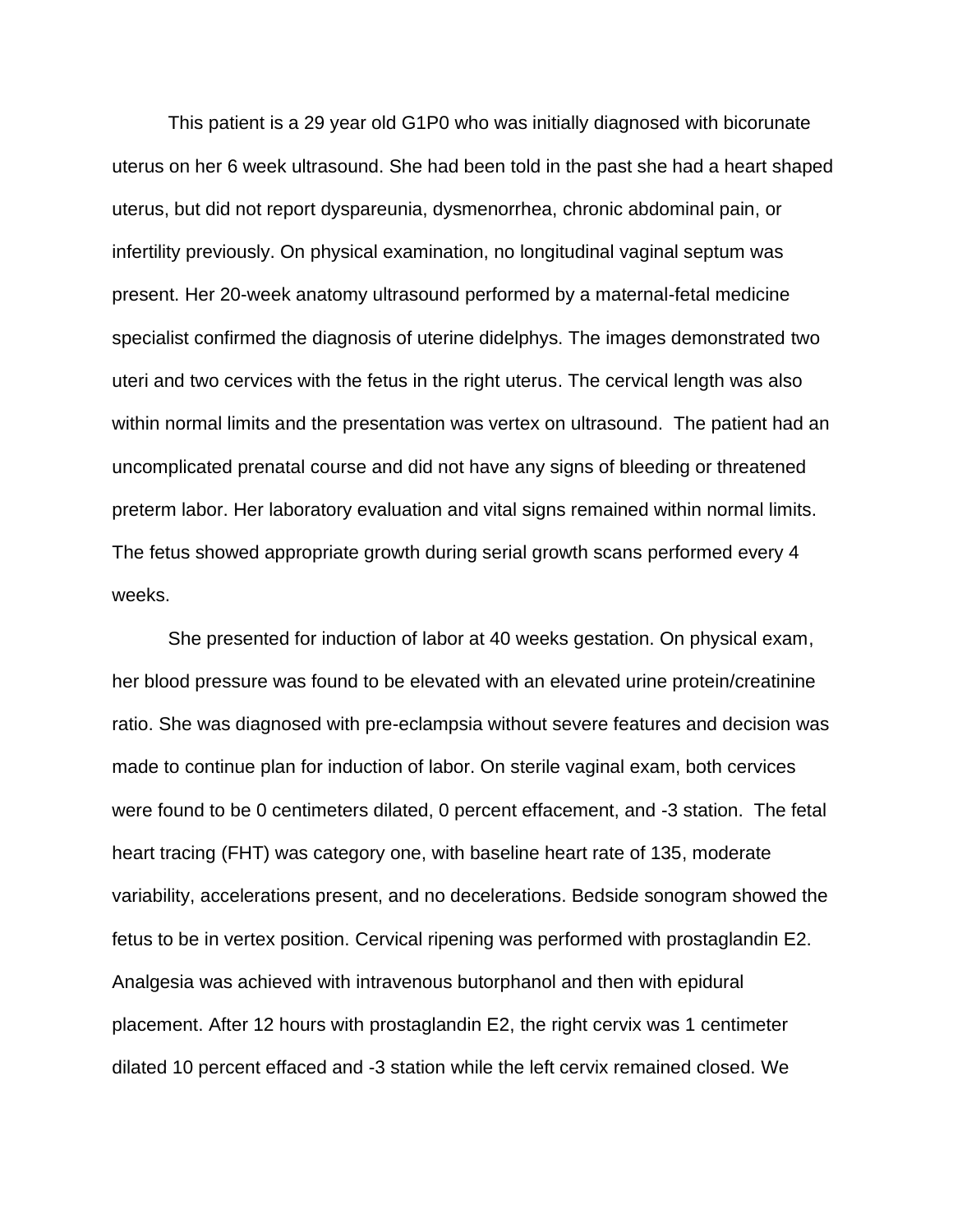This patient is a 29 year old G1P0 who was initially diagnosed with bicorunate uterus on her 6 week ultrasound. She had been told in the past she had a heart shaped uterus, but did not report dyspareunia, dysmenorrhea, chronic abdominal pain, or infertility previously. On physical examination, no longitudinal vaginal septum was present. Her 20-week anatomy ultrasound performed by a maternal-fetal medicine specialist confirmed the diagnosis of uterine didelphys. The images demonstrated two uteri and two cervices with the fetus in the right uterus. The cervical length was also within normal limits and the presentation was vertex on ultrasound. The patient had an uncomplicated prenatal course and did not have any signs of bleeding or threatened preterm labor. Her laboratory evaluation and vital signs remained within normal limits. The fetus showed appropriate growth during serial growth scans performed every 4 weeks.

She presented for induction of labor at 40 weeks gestation. On physical exam, her blood pressure was found to be elevated with an elevated urine protein/creatinine ratio. She was diagnosed with pre-eclampsia without severe features and decision was made to continue plan for induction of labor. On sterile vaginal exam, both cervices were found to be 0 centimeters dilated, 0 percent effacement, and -3 station. The fetal heart tracing (FHT) was category one, with baseline heart rate of 135, moderate variability, accelerations present, and no decelerations. Bedside sonogram showed the fetus to be in vertex position. Cervical ripening was performed with prostaglandin E2. Analgesia was achieved with intravenous butorphanol and then with epidural placement. After 12 hours with prostaglandin E2, the right cervix was 1 centimeter dilated 10 percent effaced and -3 station while the left cervix remained closed. We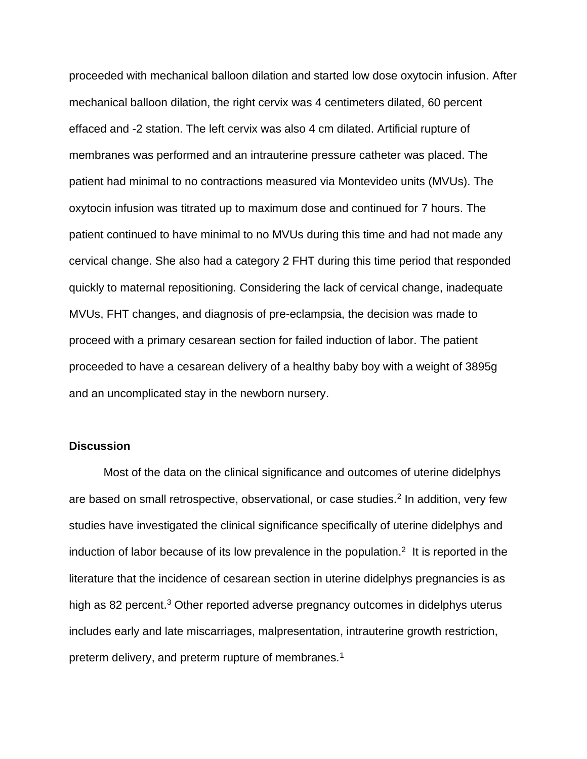proceeded with mechanical balloon dilation and started low dose oxytocin infusion. After mechanical balloon dilation, the right cervix was 4 centimeters dilated, 60 percent effaced and -2 station. The left cervix was also 4 cm dilated. Artificial rupture of membranes was performed and an intrauterine pressure catheter was placed. The patient had minimal to no contractions measured via Montevideo units (MVUs). The oxytocin infusion was titrated up to maximum dose and continued for 7 hours. The patient continued to have minimal to no MVUs during this time and had not made any cervical change. She also had a category 2 FHT during this time period that responded quickly to maternal repositioning. Considering the lack of cervical change, inadequate MVUs, FHT changes, and diagnosis of pre-eclampsia, the decision was made to proceed with a primary cesarean section for failed induction of labor. The patient proceeded to have a cesarean delivery of a healthy baby boy with a weight of 3895g and an uncomplicated stay in the newborn nursery.

**Discussion**

Most of the data on the clinical significance and outcomes of uterine didelphys are based on small retrospective, observational, or case studies.[2] In addition, very few studies have investigated the clinical significance specifically of uterine didelphys and induction of labor because of its low prevalence in the population.[2] It is reported in the literature that the incidence of cesarean section in uterine didelphys pregnancies is as high as 82 percent.[3] Other reported adverse pregnancy outcomes in didelphys uterus includes early and late miscarriages, malpresentation, intrauterine growth restriction, preterm delivery, and preterm rupture of membranes.[1]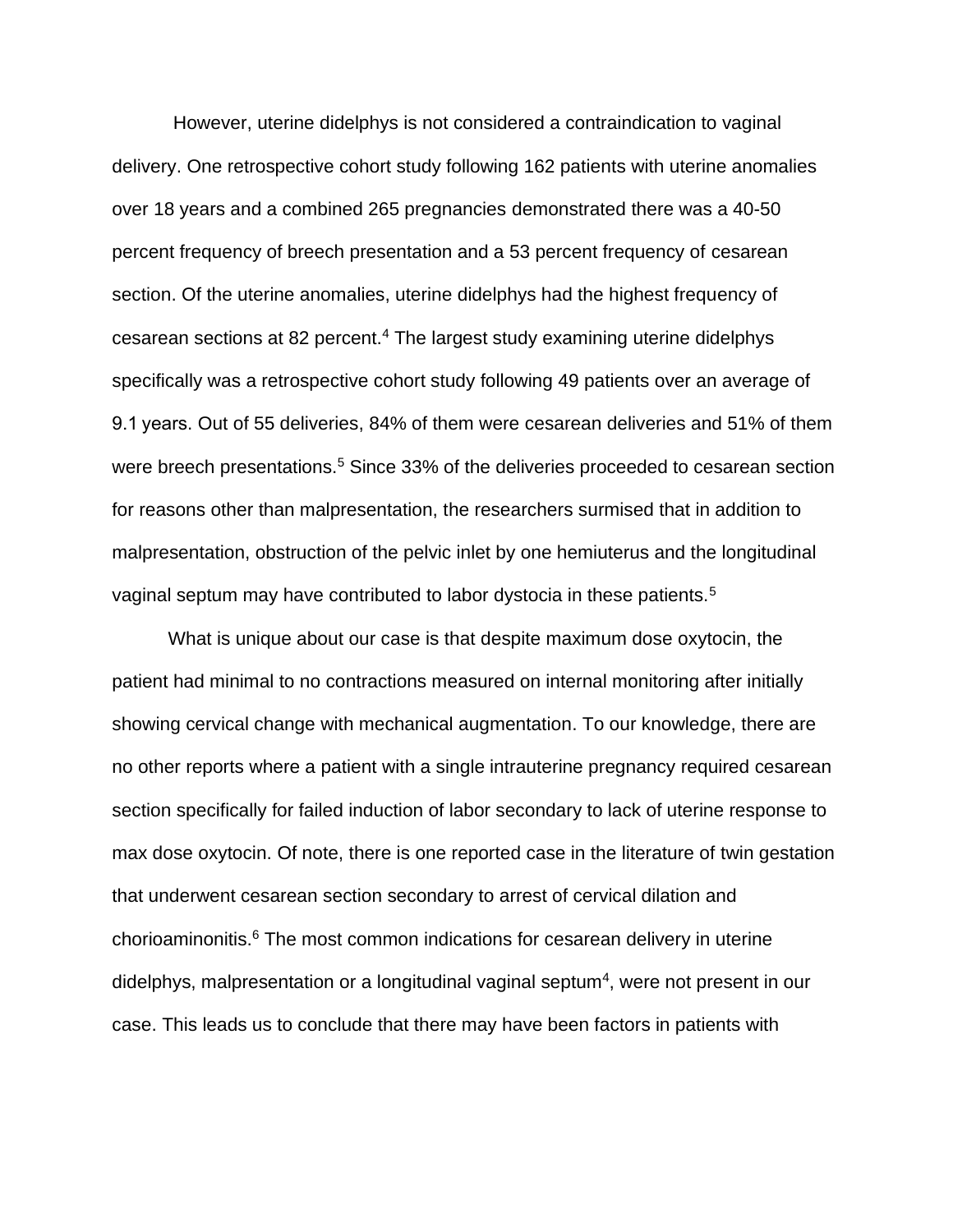However, uterine didelphys is not considered a contraindication to vaginal delivery. One retrospective cohort study following 162 patients with uterine anomalies over 18 years and a combined 265 pregnancies demonstrated there was a 40-50 percent frequency of breech presentation and a 53 percent frequency of cesarean section. Of the uterine anomalies, uterine didelphys had the highest frequency of cesarean sections at 82 percent.[4] The largest study examining uterine didelphys specifically was a retrospective cohort study following 49 patients over an average of 9.1 years. Out of 55 deliveries, 84% of them were cesarean deliveries and 51% of them were breech presentations.[5] Since 33% of the deliveries proceeded to cesarean section for reasons other than malpresentation, the researchers surmised that in addition to malpresentation, obstruction of the pelvic inlet by one hemiuterus and the longitudinal vaginal septum may have contributed to labor dystocia in these patients.[5]

What is unique about our case is that despite maximum dose oxytocin, the patient had minimal to no contractions measured on internal monitoring after initially showing cervical change with mechanical augmentation. To our knowledge, there are no other reports where a patient with a single intrauterine pregnancy required cesarean section specifically for failed induction of labor secondary to lack of uterine response to max dose oxytocin. Of note, there is one reported case in the literature of twin gestation that underwent cesarean section secondary to arrest of cervical dilation and chorioaminonitis.[6] The most common indications for cesarean delivery in uterine didelphys, malpresentation or a longitudinal vaginal septum[4], were not present in our case. This leads us to conclude that there may have been factors in patients with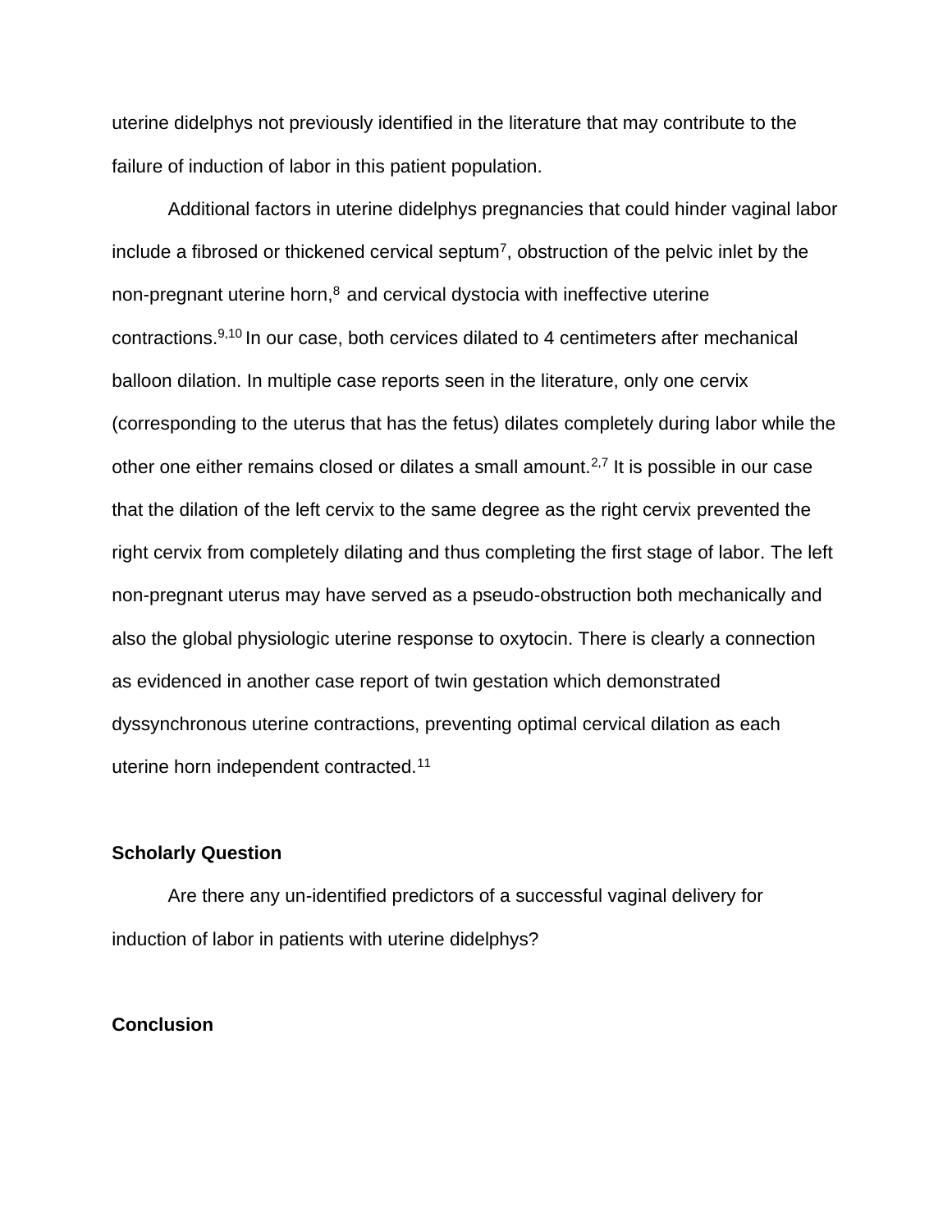uterine didelphys not previously identified in the literature that may contribute to the failure of induction of labor in this patient population.

Additional factors in uterine didelphys pregnancies that could hinder vaginal labor include a fibrosed or thickened cervical septum[7], obstruction of the pelvic inlet by the non-pregnant uterine horn,[8] and cervical dystocia with ineffective uterine contractions.[9,10] In our case, both cervices dilated to 4 centimeters after mechanical balloon dilation. In multiple case reports seen in the literature, only one cervix (corresponding to the uterus that has the fetus) dilates completely during labor while the other one either remains closed or dilates a small amount.[2,7] It is possible in our case that the dilation of the left cervix to the same degree as the right cervix prevented the right cervix from completely dilating and thus completing the first stage of labor. The left non-pregnant uterus may have served as a pseudo-obstruction both mechanically and also the global physiologic uterine response to oxytocin. There is clearly a connection as evidenced in another case report of twin gestation which demonstrated dyssynchronous uterine contractions, preventing optimal cervical dilation as each uterine horn independent contracted.[11]

## Scholarly Question

Are there any un-identified predictors of a successful vaginal delivery for induction of labor in patients with uterine didelphys?

## Conclusion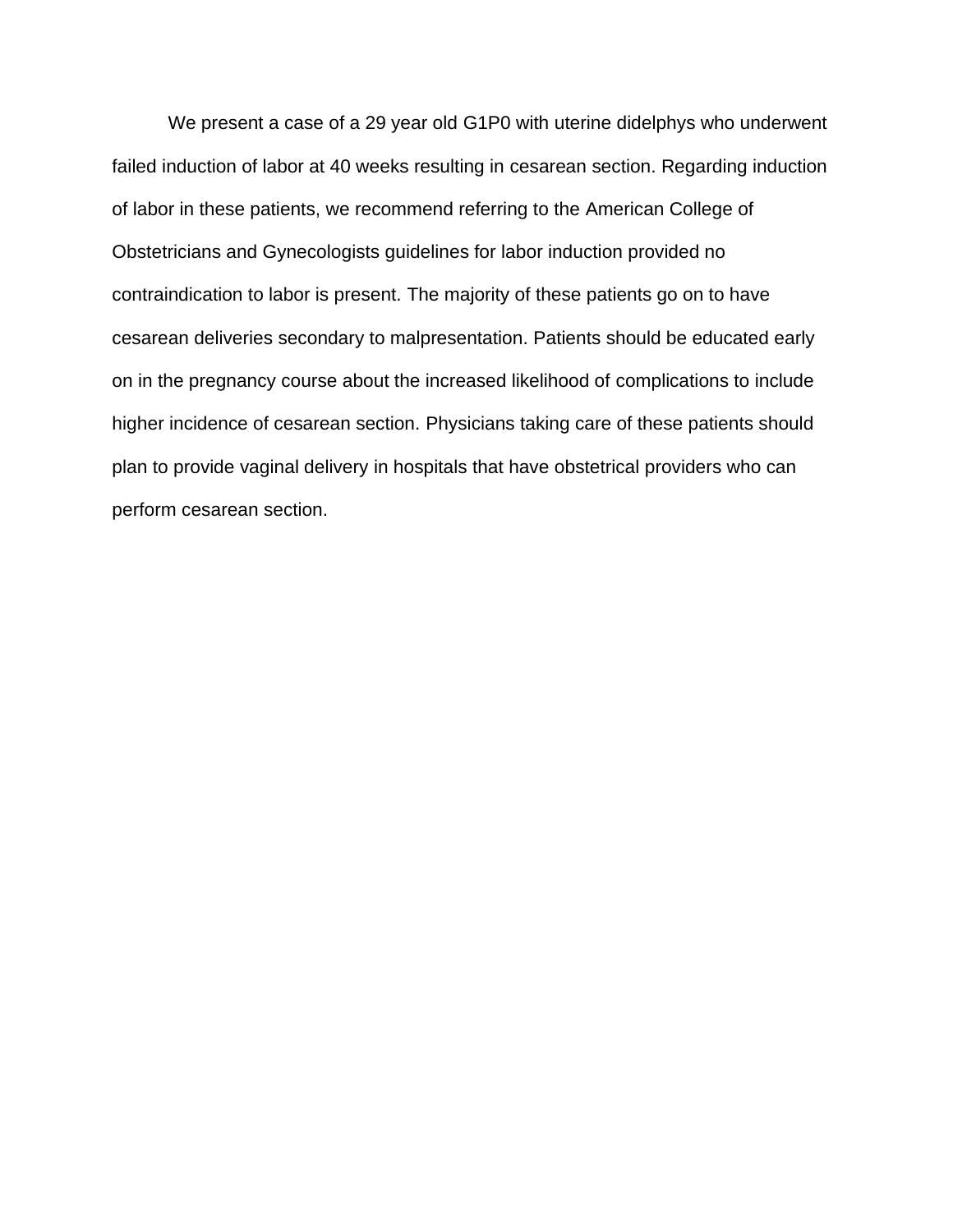We present a case of a 29 year old G1P0 with uterine didelphys who underwent failed induction of labor at 40 weeks resulting in cesarean section. Regarding induction of labor in these patients, we recommend referring to the American College of Obstetricians and Gynecologists guidelines for labor induction provided no contraindication to labor is present. The majority of these patients go on to have cesarean deliveries secondary to malpresentation. Patients should be educated early on in the pregnancy course about the increased likelihood of complications to include higher incidence of cesarean section. Physicians taking care of these patients should plan to provide vaginal delivery in hospitals that have obstetrical providers who can perform cesarean section.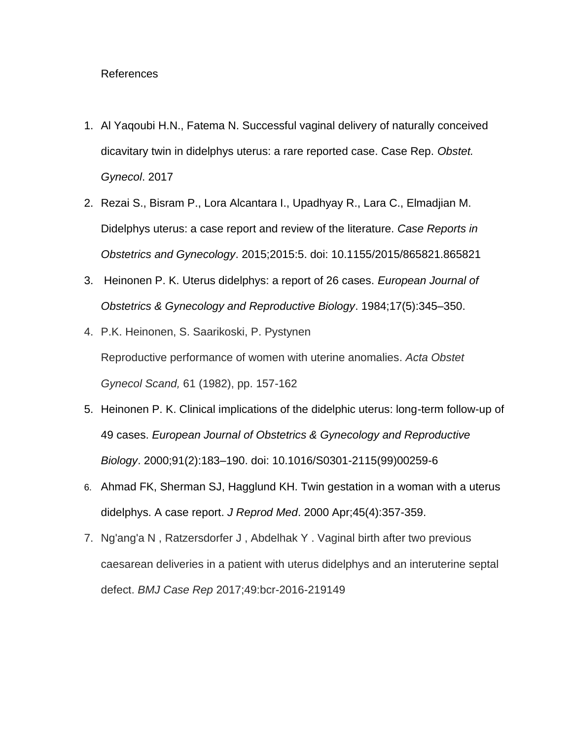References

1. Al Yaqoubi H.N., Fatema N. Successful vaginal delivery of naturally conceived dicavitary twin in didelphys uterus: a rare reported case. Case Rep. *Obstet. Gynecol*. 2017
2. Rezai S., Bisram P., Lora Alcantara I., Upadhyay R., Lara C., Elmadjian M. Didelphys uterus: a case report and review of the literature. *Case Reports in Obstetrics and Gynecology*. 2015;2015:5. doi: 10.1155/2015/865821.865821
3. Heinonen P. K. Uterus didelphys: a report of 26 cases. *European Journal of Obstetrics & Gynecology and Reproductive Biology*. 1984;17(5):345–350.
4. P.K. Heinonen, S. Saarikoski, P. Pystynen
   Reproductive performance of women with uterine anomalies. *Acta Obstet Gynecol Scand,* 61 (1982), pp. 157-162
5. Heinonen P. K. Clinical implications of the didelphic uterus: long-term follow-up of 49 cases. *European Journal of Obstetrics & Gynecology and Reproductive Biology*. 2000;91(2):183–190. doi: 10.1016/S0301-2115(99)00259-6
6. Ahmad FK, Sherman SJ, Hagglund KH. Twin gestation in a woman with a uterus didelphys. A case report. *J Reprod Med*. 2000 Apr;45(4):357-359.
7. Ng'ang'a N , Ratzersdorfer J , Abdelhak Y . Vaginal birth after two previous caesarean deliveries in a patient with uterus didelphys and an interuterine septal defect. *BMJ Case Rep* 2017;49:bcr-2016-219149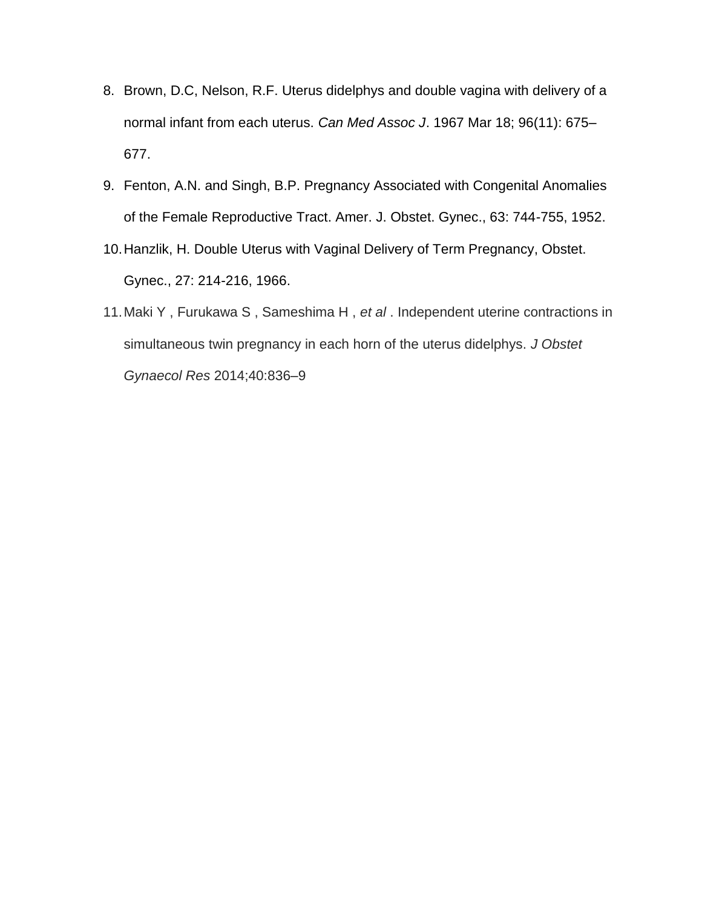8. Brown, D.C, Nelson, R.F. Uterus didelphys and double vagina with delivery of a normal infant from each uterus. *Can Med Assoc J*. 1967 Mar 18; 96(11): 675–677.
9. Fenton, A.N. and Singh, B.P. Pregnancy Associated with Congenital Anomalies of the Female Reproductive Tract. Amer. J. Obstet. Gynec., 63: 744-755, 1952.
10. Hanzlik, H. Double Uterus with Vaginal Delivery of Term Pregnancy, Obstet. Gynec., 27: 214-216, 1966.
11. Maki Y , Furukawa S , Sameshima H , *et al* . Independent uterine contractions in simultaneous twin pregnancy in each horn of the uterus didelphys. *J Obstet Gynaecol Res* 2014;40:836–9